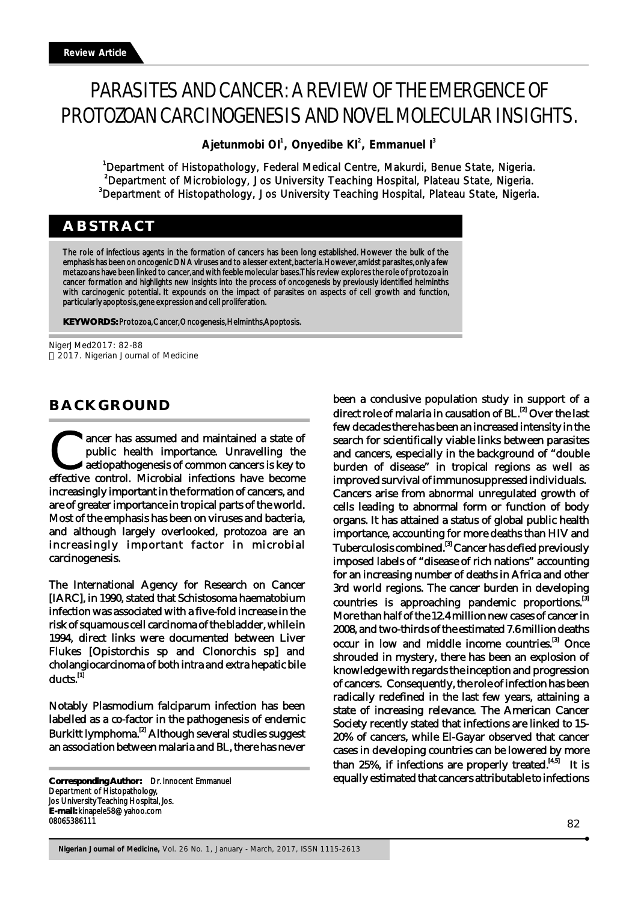Review Article

# PARASITES AND CANCER: A REVIEW OF THE EMERGENCE OF PROTOZOAN CARCINOGENESIS AND NOVEL MOLECULAR INSIGHTS.

**Ajetunmobi OI[1], Onyedibe KI[2], Emmanuel I[3]**

[1]Department of Histopathology, Federal Medical Centre, Makurdi, Benue State, Nigeria.
[2]Department of Microbiology, Jos University Teaching Hospital, Plateau State, Nigeria.
[3]Department of Histopathology, Jos University Teaching Hospital, Plateau State, Nigeria.

## ABSTRACT

The role of infectious agents in the formation of cancers has been long established. However the bulk of the emphasis has been on oncogenic DNA viruses and to a lesser extent, bacteria. However, amidst parasites, only a few metazoans have been linked to cancer, and with feeble molecular bases. This review explores the role of protozoa in cancer formation and highlights new insights into the process of oncogenesis by previously identified helminths with carcinogenic potential. It expounds on the impact of parasites on aspects of cell growth and function, particularly apoptosis, gene expression and cell proliferation.

**KEYWORDS:** Protozoa, Cancer, Oncogenesis, Helminths, Apoptosis.

NigerJMed2017: 82-88
© 2017. Nigerian Journal of Medicine

## BACKGROUND

Cancer has assumed and maintained a state of public health importance. Unravelling the aetiopathogenesis of common cancers is key to effective control. Microbial infections have become increasingly important in the formation of cancers, and are of greater importance in tropical parts of the world. Most of the emphasis has been on viruses and bacteria, and although largely overlooked, protozoa are an increasingly important factor in microbial carcinogenesis.

The International Agency for Research on Cancer [IARC], in 1990, stated that Schistosoma haematobium infection was associated with a five-fold increase in the risk of squamous cell carcinoma of the bladder, while in 1994, direct links were documented between Liver Flukes [Opistorchis sp and Clonorchis sp] and cholangiocarcinoma of both intra and extra hepatic bile ducts.[1]

Notably Plasmodium falciparum infection has been labelled as a co-factor in the pathogenesis of endemic Burkitt lymphoma.[2] Although several studies suggest an association between malaria and BL, there has never been a conclusive population study in support of a direct role of malaria in causation of BL.[2] Over the last few decades there has been an increased intensity in the search for scientifically viable links between parasites and cancers, especially in the background of "double burden of disease" in tropical regions as well as improved survival of immunosuppressed individuals.

Cancers arise from abnormal unregulated growth of cells leading to abnormal form or function of body organs. It has attained a status of global public health importance, accounting for more deaths than HIV and Tuberculosis combined.[3] Cancer has defied previously imposed labels of "disease of rich nations" accounting for an increasing number of deaths in Africa and other 3rd world regions. The cancer burden in developing countries is approaching pandemic proportions.[3] More than half of the 12.4 million new cases of cancer in 2008, and two-thirds of the estimated 7.6 million deaths occur in low and middle income countries.[3] Once shrouded in mystery, there has been an explosion of knowledge with regards the inception and progression of cancers. Consequently, the role of infection has been radically redefined in the last few years, attaining a state of increasing relevance. The American Cancer Society recently stated that infections are linked to 15-20% of cancers, while El-Gayar observed that cancer cases in developing countries can be lowered by more than 25%, if infections are properly treated.[4,5] It is equally estimated that cancers attributable to infections

**Corresponding Author:** Dr. Innocent Emmanuel
Department of Histopathology,
Jos University Teaching Hospital, Jos.
**E-mail:** kinapele58@yahoo.com
08065386111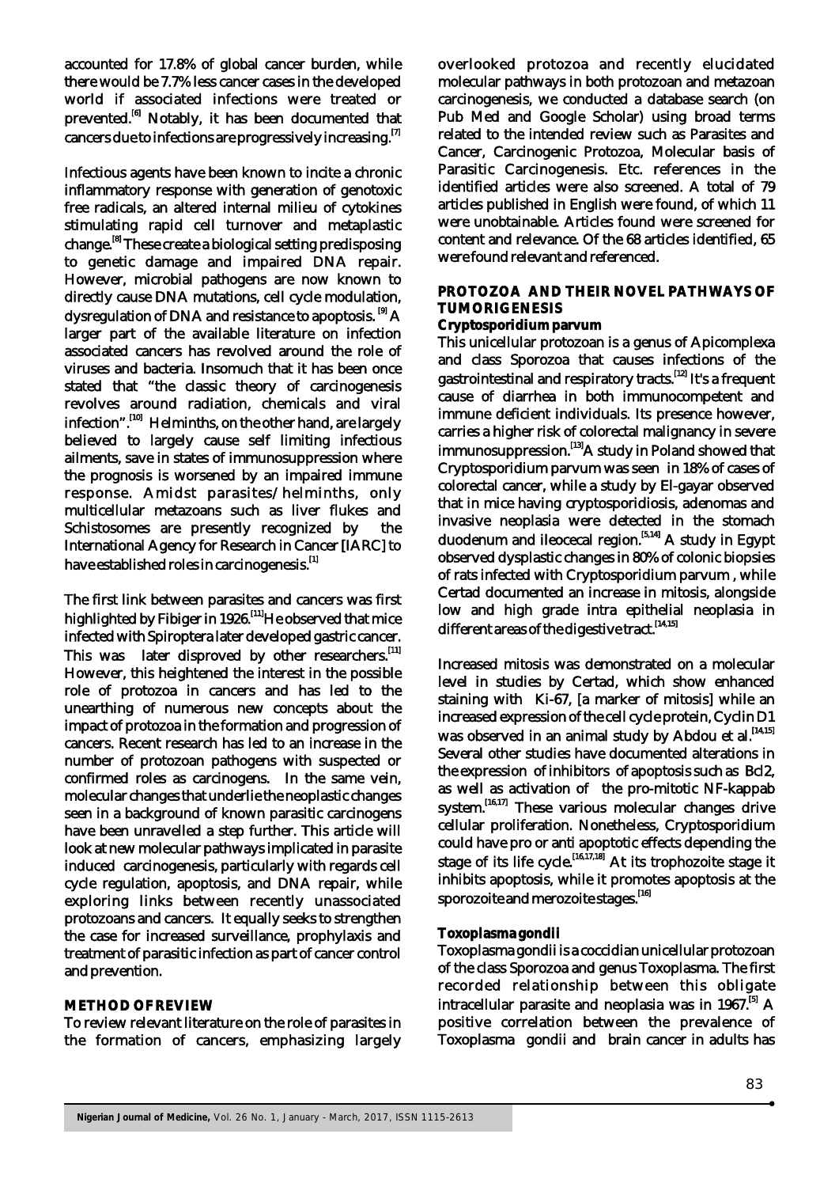accounted for 17.8% of global cancer burden, while there would be 7.7% less cancer cases in the developed world if associated infections were treated or prevented.[6] Notably, it has been documented that cancers due to infections are progressively increasing.[7]

Infectious agents have been known to incite a chronic inflammatory response with generation of genotoxic free radicals, an altered internal milieu of cytokines stimulating rapid cell turnover and metaplastic change.[8] These create a biological setting predisposing to genetic damage and impaired DNA repair. However, microbial pathogens are now known to directly cause DNA mutations, cell cycle modulation, dysregulation of DNA and resistance to apoptosis. [9] A larger part of the available literature on infection associated cancers has revolved around the role of viruses and bacteria. Insomuch that it has been once stated that "the classic theory of carcinogenesis revolves around radiation, chemicals and viral infection".[10] Helminths, on the other hand, are largely believed to largely cause self limiting infectious ailments, save in states of immunosuppression where the prognosis is worsened by an impaired immune response. Amidst parasites/helminths, only multicellular metazoans such as liver flukes and Schistosomes are presently recognized by the International Agency for Research in Cancer [IARC] to have established roles in carcinogenesis.[1]

The first link between parasites and cancers was first highlighted by Fibiger in 1926.[11] He observed that mice infected with Spiroptera later developed gastric cancer. This was later disproved by other researchers.[11] However, this heightened the interest in the possible role of protozoa in cancers and has led to the unearthing of numerous new concepts about the impact of protozoa in the formation and progression of cancers. Recent research has led to an increase in the number of protozoan pathogens with suspected or confirmed roles as carcinogens. In the same vein, molecular changes that underlie the neoplastic changes seen in a background of known parasitic carcinogens have been unravelled a step further. This article will look at new molecular pathways implicated in parasite induced carcinogenesis, particularly with regards cell cycle regulation, apoptosis, and DNA repair, while exploring links between recently unassociated protozoans and cancers. It equally seeks to strengthen the case for increased surveillance, prophylaxis and treatment of parasitic infection as part of cancer control and prevention.

## METHOD OF REVIEW

To review relevant literature on the role of parasites in the formation of cancers, emphasizing largely overlooked protozoa and recently elucidated molecular pathways in both protozoan and metazoan carcinogenesis, we conducted a database search (on Pub Med and Google Scholar) using broad terms related to the intended review such as Parasites and Cancer, Carcinogenic Protozoa, Molecular basis of Parasitic Carcinogenesis. Etc. references in the identified articles were also screened. A total of 79 articles published in English were found, of which 11 were unobtainable. Articles found were screened for content and relevance. Of the 68 articles identified, 65 were found relevant and referenced.

## PROTOZOA AND THEIR NOVEL PATHWAYS OF TUMORIGENESIS

### *Cryptosporidium parvum*

This unicellular protozoan is a genus of Apicomplexa and class Sporozoa that causes infections of the gastrointestinal and respiratory tracts.[12] It's a frequent cause of diarrhea in both immunocompetent and immune deficient individuals. Its presence however, carries a higher risk of colorectal malignancy in severe immunosuppression.[13] A study in Poland showed that Cryptosporidium parvum was seen in 18% of cases of colorectal cancer, while a study by El-gayar observed that in mice having cryptosporidiosis, adenomas and invasive neoplasia were detected in the stomach duodenum and ileocecal region.[5,14] A study in Egypt observed dysplastic changes in 80% of colonic biopsies of rats infected with Cryptosporidium parvum , while Certad documented an increase in mitosis, alongside low and high grade intra epithelial neoplasia in different areas of the digestive tract.[14,15]

Increased mitosis was demonstrated on a molecular level in studies by Certad, which show enhanced staining with Ki-67, [a marker of mitosis] while an increased expression of the cell cycle protein, Cyclin D1 was observed in an animal study by Abdou et al.[14,15] Several other studies have documented alterations in the expression of inhibitors of apoptosis such as Bcl2, as well as activation of the pro-mitotic NF-kappab system.[16,17] These various molecular changes drive cellular proliferation. Nonetheless, Cryptosporidium could have pro or anti apoptotic effects depending the stage of its life cycle.[16,17,18] At its trophozoite stage it inhibits apoptosis, while it promotes apoptosis at the sporozoite and merozoite stages.[16]

### *Toxoplasma gondii*

Toxoplasma gondii is a coccidian unicellular protozoan of the class Sporozoa and genus Toxoplasma. The first recorded relationship between this obligate intracellular parasite and neoplasia was in 1967.[5] A positive correlation between the prevalence of Toxoplasma gondii and brain cancer in adults has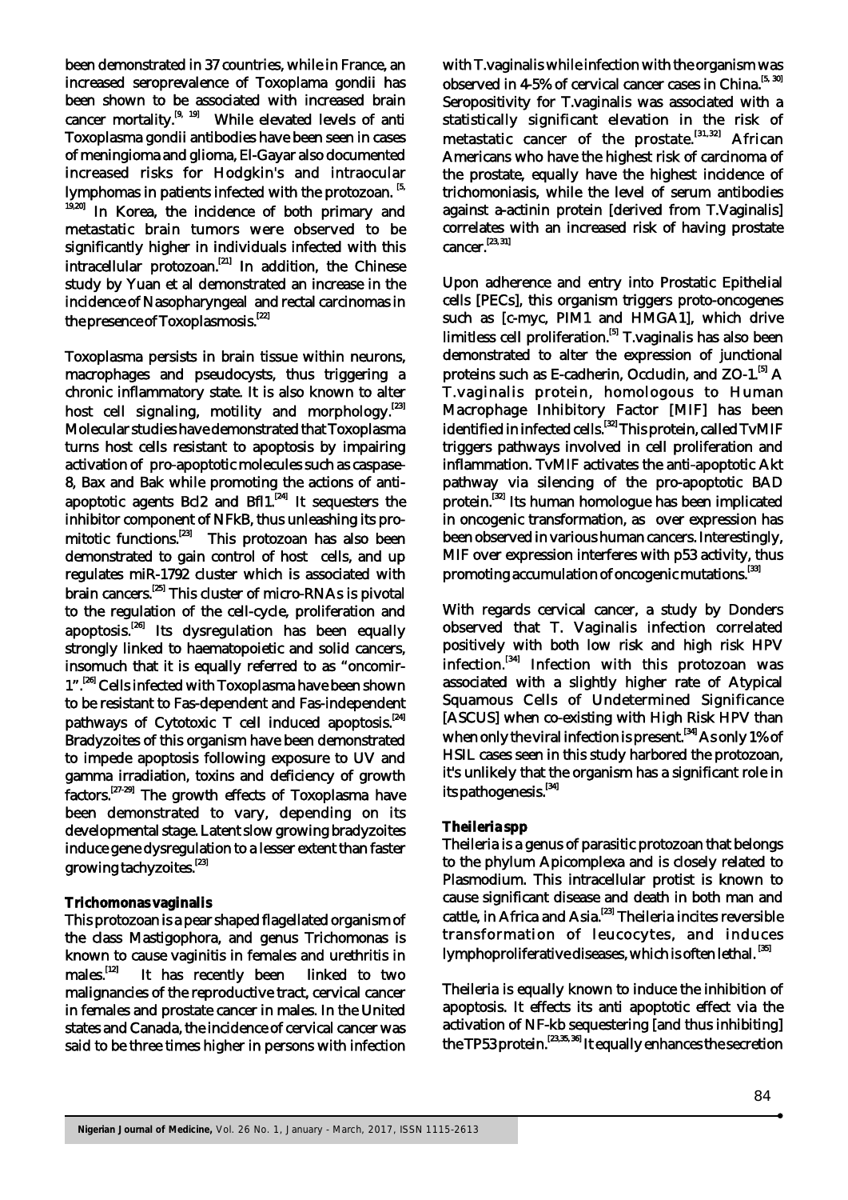been demonstrated in 37 countries, while in France, an increased seroprevalence of Toxoplama gondii has been shown to be associated with increased brain cancer mortality.[9, 19] While elevated levels of anti Toxoplasma gondii antibodies have been seen in cases of meningioma and glioma, El-Gayar also documented increased risks for Hodgkin's and intraocular lymphomas in patients infected with the protozoan. [5, 19,20] In Korea, the incidence of both primary and metastatic brain tumors were observed to be significantly higher in individuals infected with this intracellular protozoan.[21] In addition, the Chinese study by Yuan et al demonstrated an increase in the incidence of Nasopharyngeal and rectal carcinomas in the presence of Toxoplasmosis.[22]

Toxoplasma persists in brain tissue within neurons, macrophages and pseudocysts, thus triggering a chronic inflammatory state. It is also known to alter host cell signaling, motility and morphology.[23] Molecular studies have demonstrated that Toxoplasma turns host cells resistant to apoptosis by impairing activation of pro-apoptotic molecules such as caspase-8, Bax and Bak while promoting the actions of anti-apoptotic agents Bcl2 and Bfl1.[24] It sequesters the inhibitor component of NFkB, thus unleashing its pro-mitotic functions.[23] This protozoan has also been demonstrated to gain control of host cells, and up regulates miR-1792 cluster which is associated with brain cancers.[25] This cluster of micro-RNAs is pivotal to the regulation of the cell-cycle, proliferation and apoptosis.[26] Its dysregulation has been equally strongly linked to haematopoietic and solid cancers, insomuch that it is equally referred to as "oncomir-1".[26] Cells infected with Toxoplasma have been shown to be resistant to Fas-dependent and Fas-independent pathways of Cytotoxic T cell induced apoptosis.[24] Bradyzoites of this organism have been demonstrated to impede apoptosis following exposure to UV and gamma irradiation, toxins and deficiency of growth factors.[27-29] The growth effects of Toxoplasma have been demonstrated to vary, depending on its developmental stage. Latent slow growing bradyzoites induce gene dysregulation to a lesser extent than faster growing tachyzoites.[23]

### Trichomonas vaginalis

This protozoan is a pear shaped flagellated organism of the class Mastigophora, and genus Trichomonas is known to cause vaginitis in females and urethritis in males.[12] It has recently been linked to two malignancies of the reproductive tract, cervical cancer in females and prostate cancer in males. In the United states and Canada, the incidence of cervical cancer was said to be three times higher in persons with infection with T.vaginalis while infection with the organism was observed in 4-5% of cervical cancer cases in China.[5, 30] Seropositivity for T.vaginalis was associated with a statistically significant elevation in the risk of metastatic cancer of the prostate.[31,32] African Americans who have the highest risk of carcinoma of the prostate, equally have the highest incidence of trichomoniasis, while the level of serum antibodies against a-actinin protein [derived from T.Vaginalis] correlates with an increased risk of having prostate cancer.[23,31]

Upon adherence and entry into Prostatic Epithelial cells [PECs], this organism triggers proto-oncogenes such as [c-myc, PIM1 and HMGA1], which drive limitless cell proliferation.[5] T.vaginalis has also been demonstrated to alter the expression of junctional proteins such as E-cadherin, Occludin, and ZO-1.[5] A T.vaginalis protein, homologous to Human Macrophage Inhibitory Factor [MIF] has been identified in infected cells.[32] This protein, called TvMIF triggers pathways involved in cell proliferation and inflammation. TvMIF activates the anti-apoptotic Akt pathway via silencing of the pro-apoptotic BAD protein.[32] Its human homologue has been implicated in oncogenic transformation, as over expression has been observed in various human cancers. Interestingly, MIF over expression interferes with p53 activity, thus promoting accumulation of oncogenic mutations.[33]

With regards cervical cancer, a study by Donders observed that T. Vaginalis infection correlated positively with both low risk and high risk HPV infection.[34] Infection with this protozoan was associated with a slightly higher rate of Atypical Squamous Cells of Undetermined Significance [ASCUS] when co-existing with High Risk HPV than when only the viral infection is present.[34] As only 1% of HSIL cases seen in this study harbored the protozoan, it's unlikely that the organism has a significant role in its pathogenesis.[34]

### Theileria spp

Theileria is a genus of parasitic protozoan that belongs to the phylum Apicomplexa and is closely related to Plasmodium. This intracellular protist is known to cause significant disease and death in both man and cattle, in Africa and Asia.[23] Theileria incites reversible transformation of leucocytes, and induces lymphoproliferative diseases, which is often lethal. [35]

Theileria is equally known to induce the inhibition of apoptosis. It effects its anti apoptotic effect via the activation of NF-kb sequestering [and thus inhibiting] the TP53 protein.[23,35,36] It equally enhances the secretion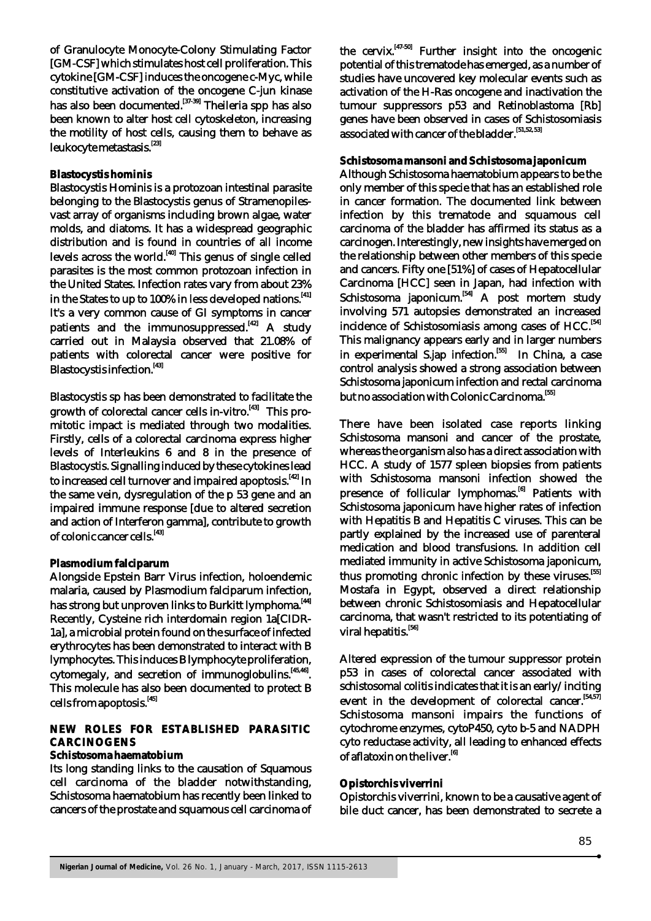of Granulocyte Monocyte-Colony Stimulating Factor [GM-CSF] which stimulates host cell proliferation. This cytokine [GM-CSF] induces the oncogene c-Myc, while constitutive activation of the oncogene C-jun kinase has also been documented.[37-39] Theileria spp has also been known to alter host cell cytoskeleton, increasing the motility of host cells, causing them to behave as leukocyte metastasis.[23]

### Blastocystis hominis

Blastocystis Hominis is a protozoan intestinal parasite belonging to the Blastocystis genus of Stramenopiles-vast array of organisms including brown algae, water molds, and diatoms. It has a widespread geographic distribution and is found in countries of all income levels across the world.[40] This genus of single celled parasites is the most common protozoan infection in the United States. Infection rates vary from about 23% in the States to up to 100% in less developed nations.[41] It's a very common cause of GI symptoms in cancer patients and the immunosuppressed.[42] A study carried out in Malaysia observed that 21.08% of patients with colorectal cancer were positive for Blastocystis infection.[43]

Blastocystis sp has been demonstrated to facilitate the growth of colorectal cancer cells in-vitro.[43] This pro-mitotic impact is mediated through two modalities. Firstly, cells of a colorectal carcinoma express higher levels of Interleukins 6 and 8 in the presence of Blastocystis. Signalling induced by these cytokines lead to increased cell turnover and impaired apoptosis.[42] In the same vein, dysregulation of the p 53 gene and an impaired immune response [due to altered secretion and action of Interferon gamma], contribute to growth of colonic cancer cells.[43]

### Plasmodium falciparum

Alongside Epstein Barr Virus infection, holoendemic malaria, caused by Plasmodium falciparum infection, has strong but unproven links to Burkitt lymphoma.[44] Recently, Cysteine rich interdomain region 1a[CIDR-1a], a microbial protein found on the surface of infected erythrocytes has been demonstrated to interact with B lymphocytes. This induces B lymphocyte proliferation, cytomegaly, and secretion of immunoglobulins.[45,46]. This molecule has also been documented to protect B cells from apoptosis.[45]

## NEW ROLES FOR ESTABLISHED PARASITIC CARCINOGENS

### Schistosoma haematobium

Its long standing links to the causation of Squamous cell carcinoma of the bladder notwithstanding, Schistosoma haematobium has recently been linked to cancers of the prostate and squamous cell carcinoma of the cervix.[47-50] Further insight into the oncogenic potential of this trematode has emerged, as a number of studies have uncovered key molecular events such as activation of the H-Ras oncogene and inactivation the tumour suppressors p53 and Retinoblastoma [Rb] genes have been observed in cases of Schistosomiasis associated with cancer of the bladder.[51,52,53]

### Schistosoma mansoni and Schistosoma japonicum

Although Schistosoma haematobium appears to be the only member of this specie that has an established role in cancer formation. The documented link between infection by this trematode and squamous cell carcinoma of the bladder has affirmed its status as a carcinogen. Interestingly, new insights have merged on the relationship between other members of this specie and cancers. Fifty one [51%] of cases of Hepatocellular Carcinoma [HCC] seen in Japan, had infection with Schistosoma japonicum.[54] A post mortem study involving 571 autopsies demonstrated an increased incidence of Schistosomiasis among cases of HCC.[54] This malignancy appears early and in larger numbers in experimental S.jap infection.[55] In China, a case control analysis showed a strong association between Schistosoma japonicum infection and rectal carcinoma but no association with Colonic Carcinoma.[55]

There have been isolated case reports linking Schistosoma mansoni and cancer of the prostate, whereas the organism also has a direct association with HCC. A study of 1577 spleen biopsies from patients with Schistosoma mansoni infection showed the presence of follicular lymphomas.[6] Patients with Schistosoma japonicum have higher rates of infection with Hepatitis B and Hepatitis C viruses. This can be partly explained by the increased use of parenteral medication and blood transfusions. In addition cell mediated immunity in active Schistosoma japonicum, thus promoting chronic infection by these viruses.[55] Mostafa in Egypt, observed a direct relationship between chronic Schistosomiasis and Hepatocellular carcinoma, that wasn't restricted to its potentiating of viral hepatitis.[56]

Altered expression of the tumour suppressor protein p53 in cases of colorectal cancer associated with schistosomal colitis indicates that it is an early/inciting event in the development of colorectal cancer.[54,57] Schistosoma mansoni impairs the functions of cytochrome enzymes, cytoP450, cyto b-5 and NADPH cyto reductase activity, all leading to enhanced effects of aflatoxin on the liver.[6]

### Opistorchis viverrini

Opistorchis viverrini, known to be a causative agent of bile duct cancer, has been demonstrated to secrete a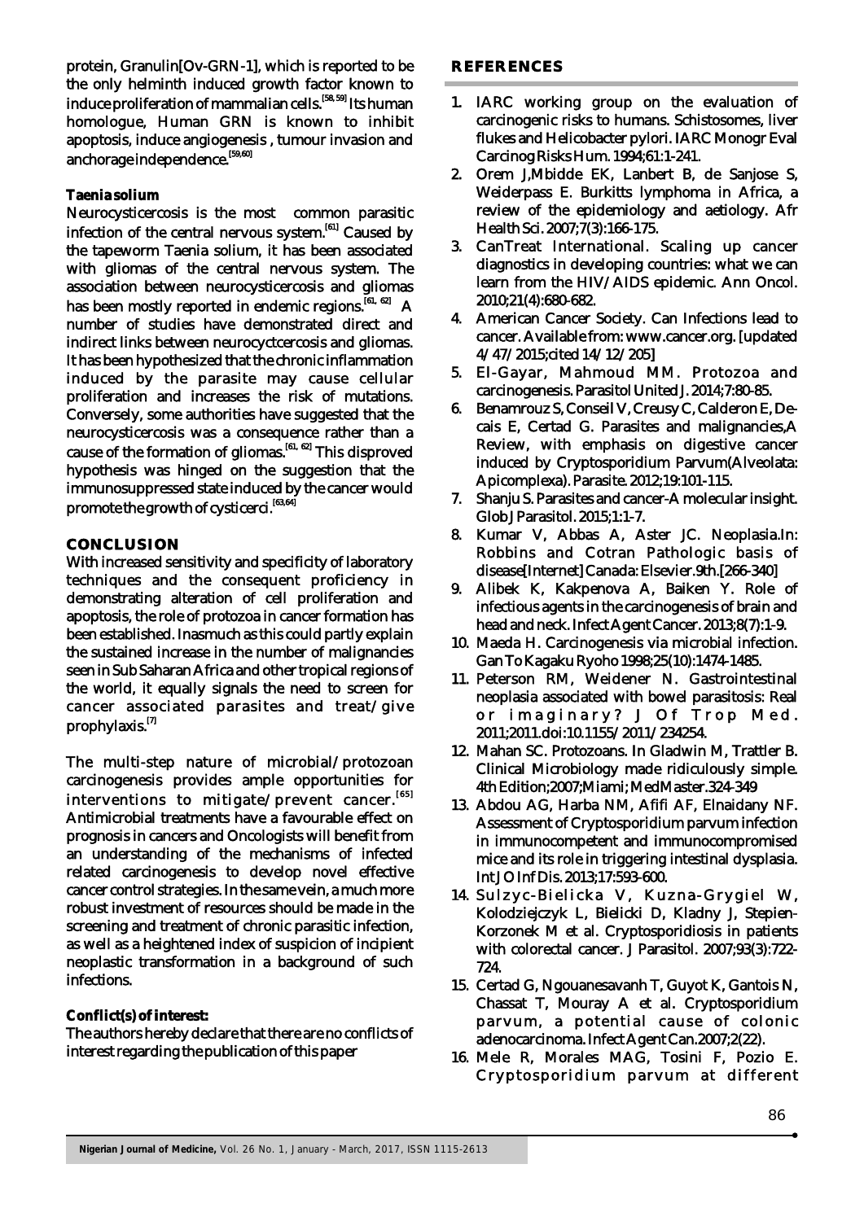protein, Granulin[Ov-GRN-1], which is reported to be the only helminth induced growth factor known to induce proliferation of mammalian cells.[58, 59] Its human homologue, Human GRN is known to inhibit apoptosis, induce angiogenesis , tumour invasion and anchorage independence.[59,60]

**Taenia solium**

Neurocysticercosis is the most common parasitic infection of the central nervous system.[61] Caused by the tapeworm Taenia solium, it has been associated with gliomas of the central nervous system. The association between neurocysticercosis and gliomas has been mostly reported in endemic regions.[61, 62] A number of studies have demonstrated direct and indirect links between neurocyctcercosis and gliomas. It has been hypothesized that the chronic inflammation induced by the parasite may cause cellular proliferation and increases the risk of mutations. Conversely, some authorities have suggested that the neurocysticercosis was a consequence rather than a cause of the formation of gliomas.[61, 62] This disproved hypothesis was hinged on the suggestion that the immunosuppressed state induced by the cancer would promote the growth of cysticerci.[63,64]

## CONCLUSION

With increased sensitivity and specificity of laboratory techniques and the consequent proficiency in demonstrating alteration of cell proliferation and apoptosis, the role of protozoa in cancer formation has been established. Inasmuch as this could partly explain the sustained increase in the number of malignancies seen in Sub Saharan Africa and other tropical regions of the world, it equally signals the need to screen for cancer associated parasites and treat/give prophylaxis.[7]

The multi-step nature of microbial/protozoan carcinogenesis provides ample opportunities for interventions to mitigate/prevent cancer.[65] Antimicrobial treatments have a favourable effect on prognosis in cancers and Oncologists will benefit from an understanding of the mechanisms of infected related carcinogenesis to develop novel effective cancer control strategies. In the same vein, a much more robust investment of resources should be made in the screening and treatment of chronic parasitic infection, as well as a heightened index of suspicion of incipient neoplastic transformation in a background of such infections.

**Conflict(s) of interest:**

The authors hereby declare that there are no conflicts of interest regarding the publication of this paper

## REFERENCES

1. IARC working group on the evaluation of carcinogenic risks to humans. Schistosomes, liver flukes and Helicobacter pylori. IARC Monogr Eval Carcinog Risks Hum. 1994;61:1-241.
2. Orem J,Mbidde EK, Lanbert B, de Sanjose S, Weiderpass E. Burkitts lymphoma in Africa, a review of the epidemiology and aetiology. Afr Health Sci. 2007;7(3):166-175.
3. CanTreat International. Scaling up cancer diagnostics in developing countries: what we can learn from the HIV/AIDS epidemic. Ann Oncol. 2010;21(4):680-682.
4. American Cancer Society. Can Infections lead to cancer. Available from: www.cancer.org. [updated 4/47/2015;cited 14/12/205]
5. El-Gayar, Mahmoud MM. Protozoa and carcinogenesis. Parasitol United J. 2014;7:80-85.
6. Benamrouz S, Conseil V, Creusy C, Calderon E, De-cais E, Certad G. Parasites and malignancies,A Review, with emphasis on digestive cancer induced by Cryptosporidium Parvum(Alveolata: Apicomplexa). Parasite. 2012;19:101-115.
7. Shanju S. Parasites and cancer-A molecular insight. Glob J Parasitol. 2015;1:1-7.
8. Kumar V, Abbas A, Aster JC. Neoplasia.In: Robbins and Cotran Pathologic basis of disease[Internet] Canada: Elsevier.9th.[266-340]
9. Alibek K, Kakpenova A, Baiken Y. Role of infectious agents in the carcinogenesis of brain and head and neck. Infect Agent Cancer. 2013;8(7):1-9.
10. Maeda H. Carcinogenesis via microbial infection. Gan To Kagaku Ryoho 1998;25(10):1474-1485.
11. Peterson RM, Weidener N. Gastrointestinal neoplasia associated with bowel parasitosis: Real or imaginary? J Of Trop Med. 2011;2011.doi:10.1155/2011/234254.
12. Mahan SC. Protozoans. In Gladwin M, Trattler B. Clinical Microbiology made ridiculously simple. 4th Edition;2007;Miami; MedMaster.324-349
13. Abdou AG, Harba NM, Afifi AF, Elnaidany NF. Assessment of Cryptosporidium parvum infection in immunocompetent and immunocompromised mice and its role in triggering intestinal dysplasia. Int J O Inf Dis. 2013;17:593-600.
14. Sulzyc-Bielicka V, Kuzna-Grygiel W, Kolodziejczyk L, Bielicki D, Kladny J, Stepien-Korzonek M et al. Cryptosporidiosis in patients with colorectal cancer. J Parasitol. 2007;93(3):722-724.
15. Certad G, Ngouanesavanh T, Guyot K, Gantois N, Chassat T, Mouray A et al. Cryptosporidium parvum, a potential cause of colonic adenocarcinoma. Infect Agent Can.2007;2(22).
16. Mele R, Morales MAG, Tosini F, Pozio E. Cryptosporidium parvum at different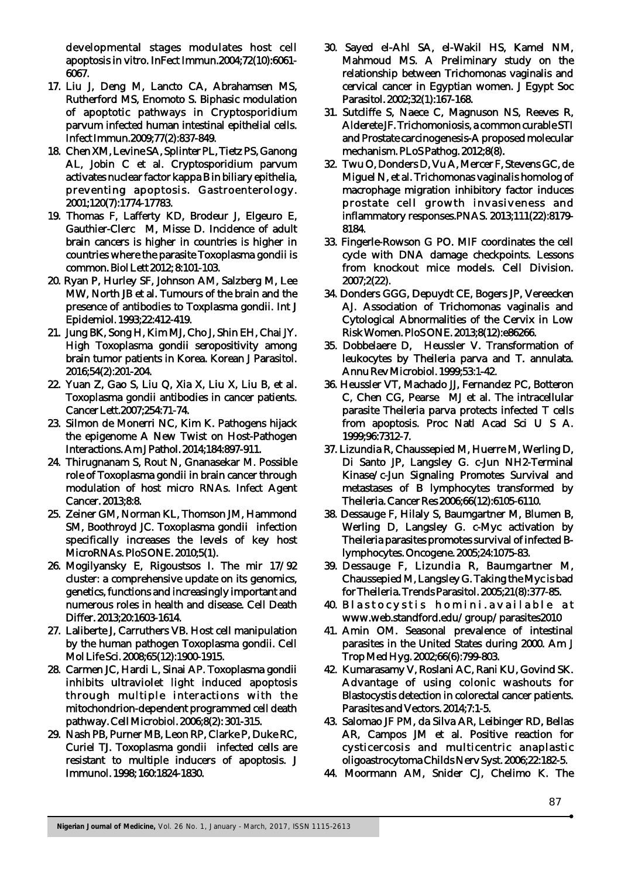developmental stages modulates host cell apoptosis in vitro. InFect Immun.2004;72(10):6061-6067.

17. Liu J, Deng M, Lancto CA, Abrahamsen MS, Rutherford MS, Enomoto S. Biphasic modulation of apoptotic pathways in Cryptosporidium parvum infected human intestinal epithelial cells. Infect Immun.2009;77(2):837-849.
18. Chen XM, Levine SA, Splinter PL, Tietz PS, Ganong AL, Jobin C et al. Cryptosporidium parvum activates nuclear factor kappa B in biliary epithelia, preventing apoptosis. Gastroenterology. 2001;120(7):1774-17783.
19. Thomas F, Lafferty KD, Brodeur J, Elgeuro E, Gauthier-Clerc M, Misse D. Incidence of adult brain cancers is higher in countries is higher in countries where the parasite Toxoplasma gondii is common. Biol Lett 2012; 8:101-103.
20. Ryan P, Hurley SF, Johnson AM, Salzberg M, Lee MW, North JB et al. Tumours of the brain and the presence of antibodies to Toxplasma gondii. Int J Epidemiol. 1993;22:412-419.
21. Jung BK, Song H, Kim MJ, Cho J, Shin EH, Chai JY. High Toxoplasma gondii seropositivity among brain tumor patients in Korea. Korean J Parasitol. 2016;54(2):201-204.
22. Yuan Z, Gao S, Liu Q, Xia X, Liu X, Liu B, et al. Toxoplasma gondii antibodies in cancer patients. Cancer Lett.2007;254:71-74.
23. Silmon de Monerri NC, Kim K. Pathogens hijack the epigenome A New Twist on Host-Pathogen Interactions. Am J Pathol. 2014;184:897-911.
24. Thirugnanam S, Rout N, Gnanasekar M. Possible role of Toxoplasma gondii in brain cancer through modulation of host micro RNAs. Infect Agent Cancer. 2013;8:8.
25. Zeiner GM, Norman KL, Thomson JM, Hammond SM, Boothroyd JC. Toxoplasma gondii infection specifically increases the levels of key host MicroRNAs. PloS ONE. 2010;5(1).
26. Mogilyansky E, Rigoustsos I. The mir 17/92 cluster: a comprehensive update on its genomics, genetics, functions and increasingly important and numerous roles in health and disease. Cell Death Differ. 2013;20:1603-1614.
27. Laliberte J, Carruthers VB. Host cell manipulation by the human pathogen Toxoplasma gondii. Cell Mol Life Sci. 2008;65(12):1900-1915.
28. Carmen JC, Hardi L, Sinai AP. Toxoplasma gondii inhibits ultraviolet light induced apoptosis through multiple interactions with the mitochondrion-dependent programmed cell death pathway. Cell Microbiol. 2006;8(2): 301-315.
29. Nash PB, Purner MB, Leon RP, Clarke P, Duke RC, Curiel TJ. Toxoplasma gondii infected cells are resistant to multiple inducers of apoptosis. J Immunol. 1998; 160:1824-1830.
30. Sayed el-Ahl SA, el-Wakil HS, Kamel NM, Mahmoud MS. A Preliminary study on the relationship between Trichomonas vaginalis and cervical cancer in Egyptian women. J Egypt Soc Parasitol. 2002;32(1):167-168.
31. Sutcliffe S, Naece C, Magnuson NS, Reeves R, Alderete JF. Trichomoniosis, a common curable STI and Prostate carcinogenesis-A proposed molecular mechanism. PLoS Pathog. 2012;8(8).
32. Twu O, Donders D, Vu A, Mercer F, Stevens GC, de Miguel N, et al. Trichomonas vaginalis homolog of macrophage migration inhibitory factor induces prostate cell growth invasiveness and inflammatory responses.PNAS. 2013;111(22):8179-8184.
33. Fingerle-Rowson G PO. MIF coordinates the cell cycle with DNA damage checkpoints. Lessons from knockout mice models. Cell Division. 2007;2(22).
34. Donders GGG, Depuydt CE, Bogers JP, Vereecken AJ. Association of Trichomonas vaginalis and Cytological Abnormalities of the Cervix in Low Risk Women. PloS ONE. 2013;8(12):e86266.
35. Dobbelaere D, Heussler V. Transformation of leukocytes by Theileria parva and T. annulata. Annu Rev Microbiol. 1999;53:1-42.
36. Heussler VT, Machado JJ, Fernandez PC, Botteron C, Chen CG, Pearse MJ et al. The intracellular parasite Theileria parva protects infected T cells from apoptosis. Proc Natl Acad Sci U S A. 1999;96:7312-7.
37. Lizundia R, Chaussepied M, Huerre M, Werling D, Di Santo JP, Langsley G. c-Jun NH2-Terminal Kinase/c-Jun Signaling Promotes Survival and metastases of B lymphocytes transformed by Theileria. Cancer Res 2006;66(12):6105-6110.
38. Dessauge F, Hilaly S, Baumgartner M, Blumen B, Werling D, Langsley G. c-Myc activation by Theileria parasites promotes survival of infected B-lymphocytes. Oncogene. 2005;24:1075-83.
39. Dessauge F, Lizundia R, Baumgartner M, Chaussepied M, Langsley G. Taking the Myc is bad for Theileria. Trends Parasitol. 2005;21(8):377-85.
40. Blastocystis homini.available at www.web.standford.edu/group/parasites2010
41. Amin OM. Seasonal prevalence of intestinal parasites in the United States during 2000. Am J Trop Med Hyg. 2002;66(6):799-803.
42. Kumarasamy V, Roslani AC, Rani KU, Govind SK. Advantage of using colonic washouts for Blastocystis detection in colorectal cancer patients. Parasites and Vectors. 2014;7:1-5.
43. Salomao JF PM, da Silva AR, Leibinger RD, Bellas AR, Campos JM et al. Positive reaction for cysticercosis and multicentric anaplastic oligoastrocytoma Childs Nerv Syst. 2006;22:182-5.
44. Moormann AM, Snider CJ, Chelimo K. The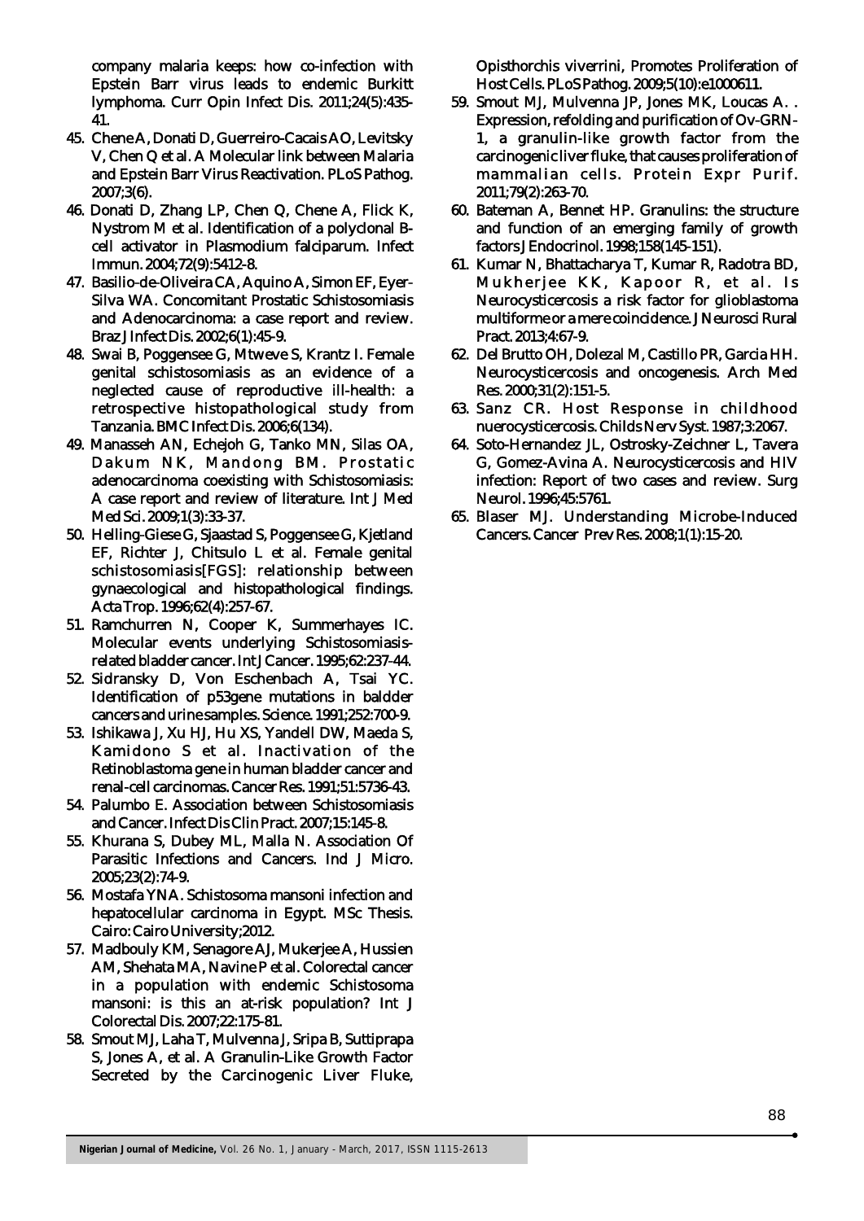company malaria keeps: how co-infection with Epstein Barr virus leads to endemic Burkitt lymphoma. Curr Opin Infect Dis. 2011;24(5):435-41.

45. Chene A, Donati D, Guerreiro-Cacais AO, Levitsky V, Chen Q et al. A Molecular link between Malaria and Epstein Barr Virus Reactivation. PLoS Pathog. 2007;3(6).
46. Donati D, Zhang LP, Chen Q, Chene A, Flick K, Nystrom M et al. Identification of a polyclonal B-cell activator in Plasmodium falciparum. Infect Immun. 2004;72(9):5412-8.
47. Basilio-de-Oliveira CA, Aquino A, Simon EF, Eyer-Silva WA. Concomitant Prostatic Schistosomiasis and Adenocarcinoma: a case report and review. Braz J Infect Dis. 2002;6(1):45-9.
48. Swai B, Poggensee G, Mtweve S, Krantz I. Female genital schistosomiasis as an evidence of a neglected cause of reproductive ill-health: a retrospective histopathological study from Tanzania. BMC Infect Dis. 2006;6(134).
49. Manasseh AN, Echejoh G, Tanko MN, Silas OA, Dakum NK, Mandong BM. Prostatic adenocarcinoma coexisting with Schistosomiasis: A case report and review of literature. Int J Med Med Sci. 2009;1(3):33-37.
50. Helling-Giese G, Sjaastad S, Poggensee G, Kjetland EF, Richter J, Chitsulo L et al. Female genital schistosomiasis[FGS]: relationship between gynaecological and histopathological findings. Acta Trop. 1996;62(4):257-67.
51. Ramchurren N, Cooper K, Summerhayes IC. Molecular events underlying Schistosomiasis-related bladder cancer. Int J Cancer. 1995;62:237-44.
52. Sidransky D, Von Eschenbach A, Tsai YC. Identification of p53gene mutations in baldder cancers and urine samples. Science. 1991;252:700-9.
53. Ishikawa J, Xu HJ, Hu XS, Yandell DW, Maeda S, Kamidono S et al. Inactivation of the Retinoblastoma gene in human bladder cancer and renal-cell carcinomas. Cancer Res. 1991;51:5736-43.
54. Palumbo E. Association between Schistosomiasis and Cancer. Infect Dis Clin Pract. 2007;15:145-8.
55. Khurana S, Dubey ML, Malla N. Association Of Parasitic Infections and Cancers. Ind J Micro. 2005;23(2):74-9.
56. Mostafa YNA. Schistosoma mansoni infection and hepatocellular carcinoma in Egypt. MSc Thesis. Cairo: Cairo University;2012.
57. Madbouly KM, Senagore AJ, Mukerjee A, Hussien AM, Shehata MA, Navine P et al. Colorectal cancer in a population with endemic Schistosoma mansoni: is this an at-risk population? Int J Colorectal Dis. 2007;22:175-81.
58. Smout MJ, Laha T, Mulvenna J, Sripa B, Suttiprapa S, Jones A, et al. A Granulin-Like Growth Factor Secreted by the Carcinogenic Liver Fluke, Opisthorchis viverrini, Promotes Proliferation of Host Cells. PLoS Pathog. 2009;5(10):e1000611.
59. Smout MJ, Mulvenna JP, Jones MK, Loucas A. . Expression, refolding and purification of Ov-GRN-1, a granulin-like growth factor from the carcinogenic liver fluke, that causes proliferation of mammalian cells. Protein Expr Purif. 2011;79(2):263-70.
60. Bateman A, Bennet HP. Granulins: the structure and function of an emerging family of growth factors J Endocrinol. 1998;158(145-151).
61. Kumar N, Bhattacharya T, Kumar R, Radotra BD, Mukherjee KK, Kapoor R, et al. Is Neurocysticercosis a risk factor for glioblastoma multiforme or a mere coincidence. J Neurosci Rural Pract. 2013;4:67-9.
62. Del Brutto OH, Dolezal M, Castillo PR, Garcia HH. Neurocysticercosis and oncogenesis. Arch Med Res. 2000;31(2):151-5.
63. Sanz CR. Host Response in childhood nuerocysticercosis. Childs Nerv Syst. 1987;3:2067.
64. Soto-Hernandez JL, Ostrosky-Zeichner L, Tavera G, Gomez-Avina A. Neurocysticercosis and HIV infection: Report of two cases and review. Surg Neurol. 1996;45:5761.
65. Blaser MJ. Understanding Microbe-Induced Cancers. Cancer Prev Res. 2008;1(1):15-20.